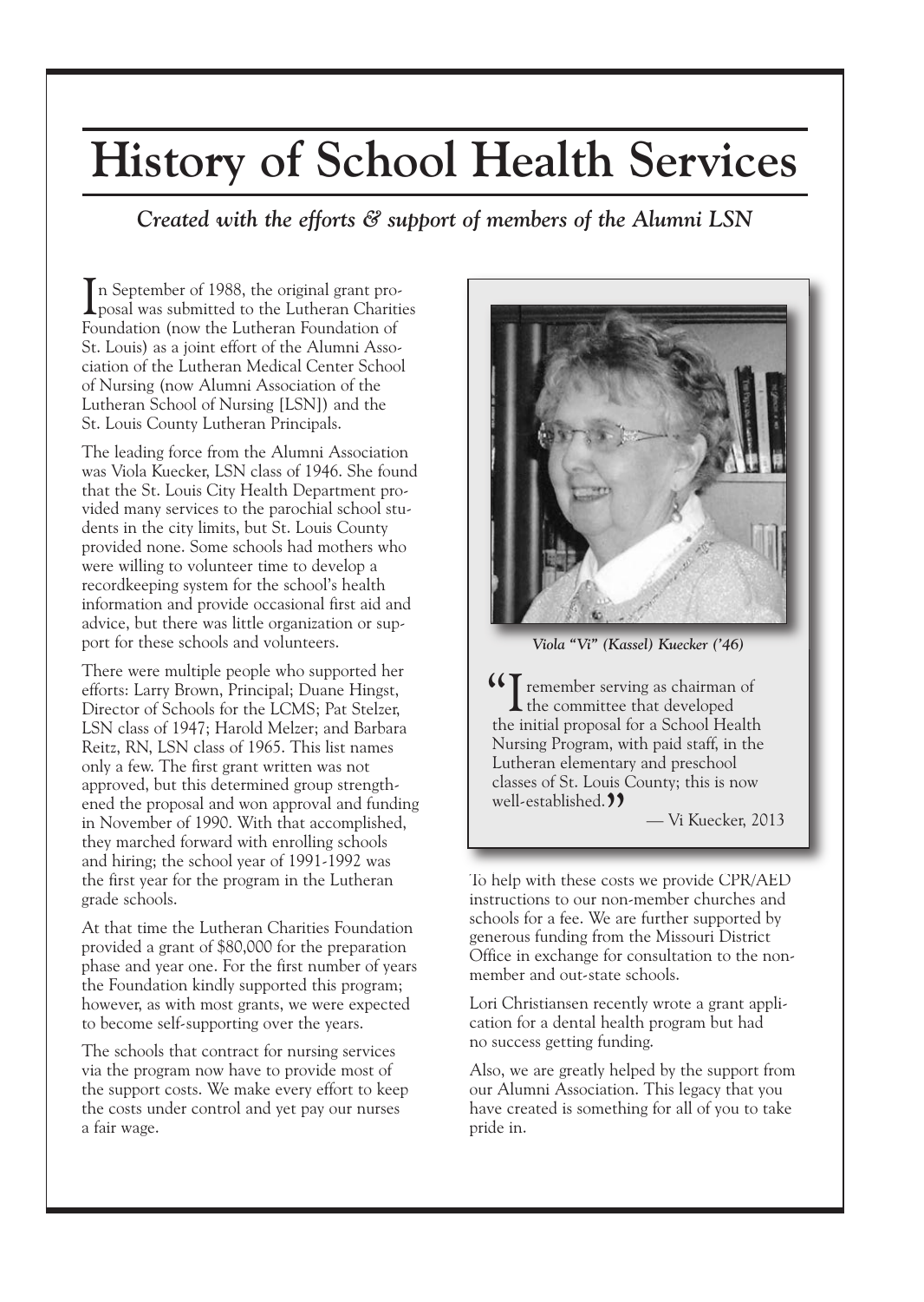# History of School Health Services

*Created with the efforts & support of members of the Alumni LSN*

In September of 1988, the original grant proposal was submitted to the Lutheran Charities Foundation (now the Lutheran Foundation of St. Louis) as a joint effort of the Alumni Association of the Lutheran Medical Center School of Nursing (now Alumni Association of the Lutheran School of Nursing [LSN]) and the St. Louis County Lutheran Principals.

The leading force from the Alumni Association was Viola Kuecker, LSN class of 1946. She found that the St. Louis City Health Department provided many services to the parochial school students in the city limits, but St. Louis County provided none. Some schools had mothers who were willing to volunteer time to develop a recordkeeping system for the school's health information and provide occasional first aid and advice, but there was little organization or support for these schools and volunteers.

There were multiple people who supported her efforts: Larry Brown, Principal; Duane Hingst, Director of Schools for the LCMS; Pat Stelzer, LSN class of 1947; Harold Melzer; and Barbara Reitz, RN, LSN class of 1965. This list names only a few. The first grant written was not approved, but this determined group strengthened the proposal and won approval and funding in November of 1990. With that accomplished, they marched forward with enrolling schools and hiring; the school year of 1991-1992 was the first year for the program in the Lutheran grade schools.

At that time the Lutheran Charities Foundation provided a grant of $80,000 for the preparation phase and year one. For the first number of years the Foundation kindly supported this program; however, as with most grants, we were expected to become self-supporting over the years.

The schools that contract for nursing services via the program now have to provide most of the support costs. We make every effort to keep the costs under control and yet pay our nurses a fair wage.

*Viola "Vi" (Kassel) Kuecker ('46)*

> "I remember serving as chairman of the committee that developed the initial proposal for a School Health Nursing Program, with paid staff, in the Lutheran elementary and preschool classes of St. Louis County; this is now well-established."
>
> — Vi Kuecker, 2013

To help with these costs we provide CPR/AED instructions to our non-member churches and schools for a fee. We are further supported by generous funding from the Missouri District Office in exchange for consultation to the non-member and out-state schools.

Lori Christiansen recently wrote a grant application for a dental health program but had no success getting funding.

Also, we are greatly helped by the support from our Alumni Association. This legacy that you have created is something for all of you to take pride in.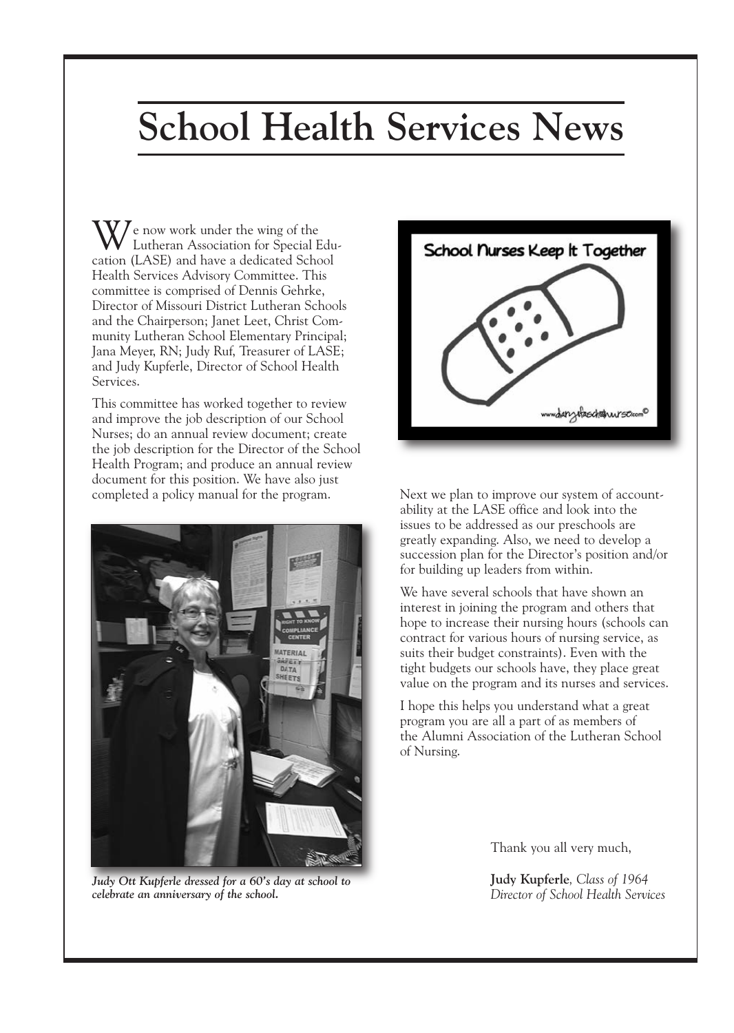# School Health Services News

We now work under the wing of the Lutheran Association for Special Education (LASE) and have a dedicated School Health Services Advisory Committee. This committee is comprised of Dennis Gehrke, Director of Missouri District Lutheran Schools and the Chairperson; Janet Leet, Christ Community Lutheran School Elementary Principal; Jana Meyer, RN; Judy Ruf, Treasurer of LASE; and Judy Kupferle, Director of School Health Services.

This committee has worked together to review and improve the job description of our School Nurses; do an annual review document; create the job description for the Director of the School Health Program; and produce an annual review document for this position. We have also just completed a policy manual for the program.

*Judy Ott Kupferle dressed for a 60's day at school to celebrate an anniversary of the school.*

Next we plan to improve our system of accountability at the LASE office and look into the issues to be addressed as our preschools are greatly expanding. Also, we need to develop a succession plan for the Director's position and/or for building up leaders from within.

We have several schools that have shown an interest in joining the program and others that hope to increase their nursing hours (schools can contract for various hours of nursing service, as suits their budget constraints). Even with the tight budgets our schools have, they place great value on the program and its nurses and services.

I hope this helps you understand what a great program you are all a part of as members of the Alumni Association of the Lutheran School of Nursing.

Thank you all very much,

**Judy Kupferle**, *Class of 1964*
*Director of School Health Services*